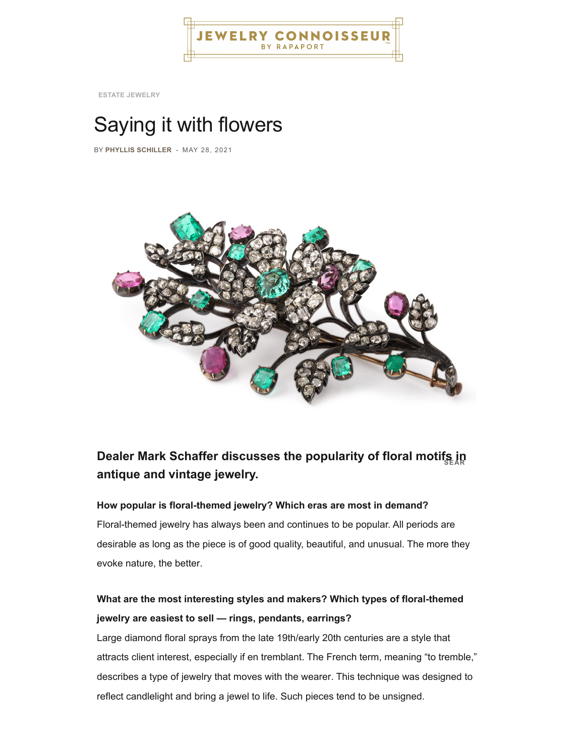ESTATE JEWELRY

# Saying it with flowers

BY **PHYLLIS SCHILLER** - MAY 28, 2021

### Dealer Mark Schaffer discusses the popularity of floral motifs in antique and vintage jewelry.

**How popular is floral-themed jewelry? Which eras are most in demand?**
Floral-themed jewelry has always been and continues to be popular. All periods are desirable as long as the piece is of good quality, beautiful, and unusual. The more they evoke nature, the better.

**What are the most interesting styles and makers? Which types of floral-themed jewelry are easiest to sell — rings, pendants, earrings?**
Large diamond floral sprays from the late 19th/early 20th centuries are a style that attracts client interest, especially if en tremblant. The French term, meaning "to tremble," describes a type of jewelry that moves with the wearer. This technique was designed to reflect candlelight and bring a jewel to life. Such pieces tend to be unsigned.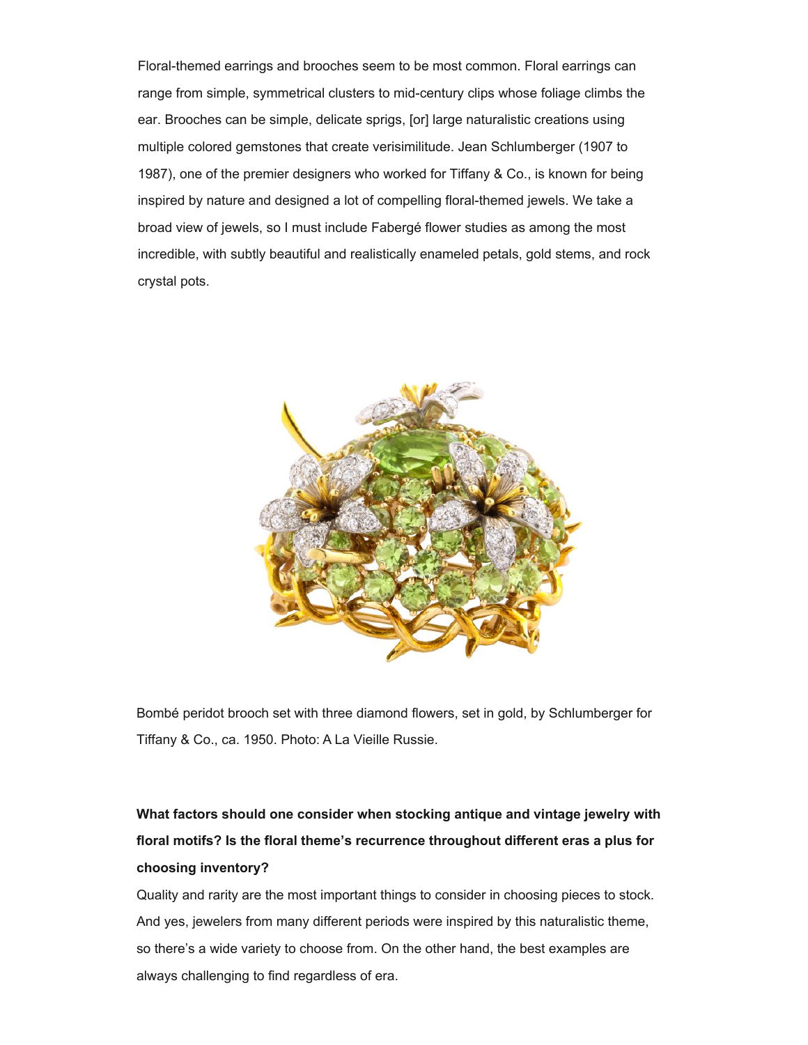Floral-themed earrings and brooches seem to be most common. Floral earrings can range from simple, symmetrical clusters to mid-century clips whose foliage climbs the ear. Brooches can be simple, delicate sprigs, [or] large naturalistic creations using multiple colored gemstones that create verisimilitude. Jean Schlumberger (1907 to 1987), one of the premier designers who worked for Tiffany & Co., is known for being inspired by nature and designed a lot of compelling floral-themed jewels. We take a broad view of jewels, so I must include Fabergé flower studies as among the most incredible, with subtly beautiful and realistically enameled petals, gold stems, and rock crystal pots.

Bombé peridot brooch set with three diamond flowers, set in gold, by Schlumberger for Tiffany & Co., ca. 1950. Photo: A La Vieille Russie.

**What factors should one consider when stocking antique and vintage jewelry with floral motifs? Is the floral theme's recurrence throughout different eras a plus for choosing inventory?**

Quality and rarity are the most important things to consider in choosing pieces to stock. And yes, jewelers from many different periods were inspired by this naturalistic theme, so there's a wide variety to choose from. On the other hand, the best examples are always challenging to find regardless of era.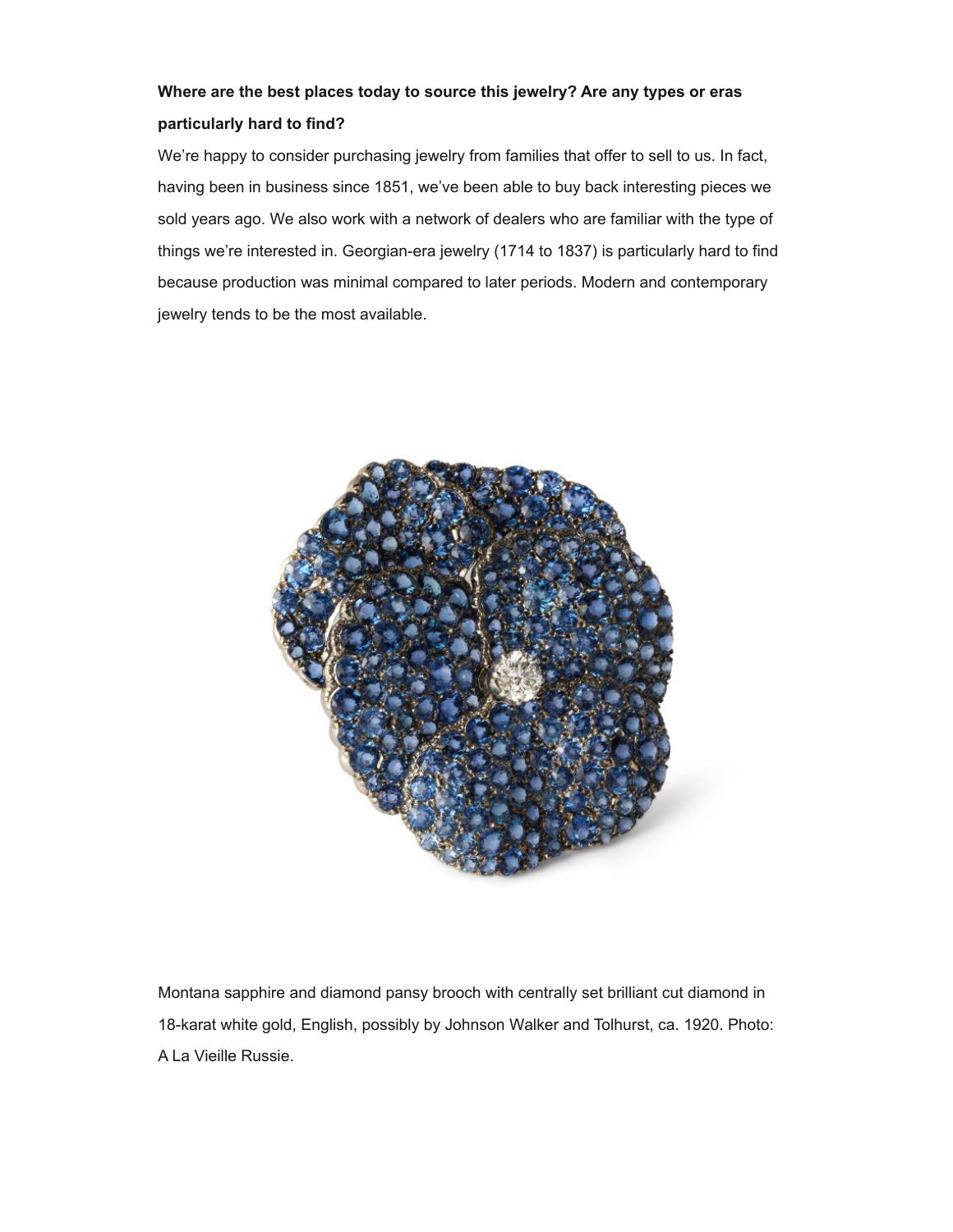**Where are the best places today to source this jewelry? Are any types or eras particularly hard to find?**

We're happy to consider purchasing jewelry from families that offer to sell to us. In fact, having been in business since 1851, we've been able to buy back interesting pieces we sold years ago. We also work with a network of dealers who are familiar with the type of things we're interested in. Georgian-era jewelry (1714 to 1837) is particularly hard to find because production was minimal compared to later periods. Modern and contemporary jewelry tends to be the most available.

Montana sapphire and diamond pansy brooch with centrally set brilliant cut diamond in 18-karat white gold, English, possibly by Johnson Walker and Tolhurst, ca. 1920. Photo: A La Vieille Russie.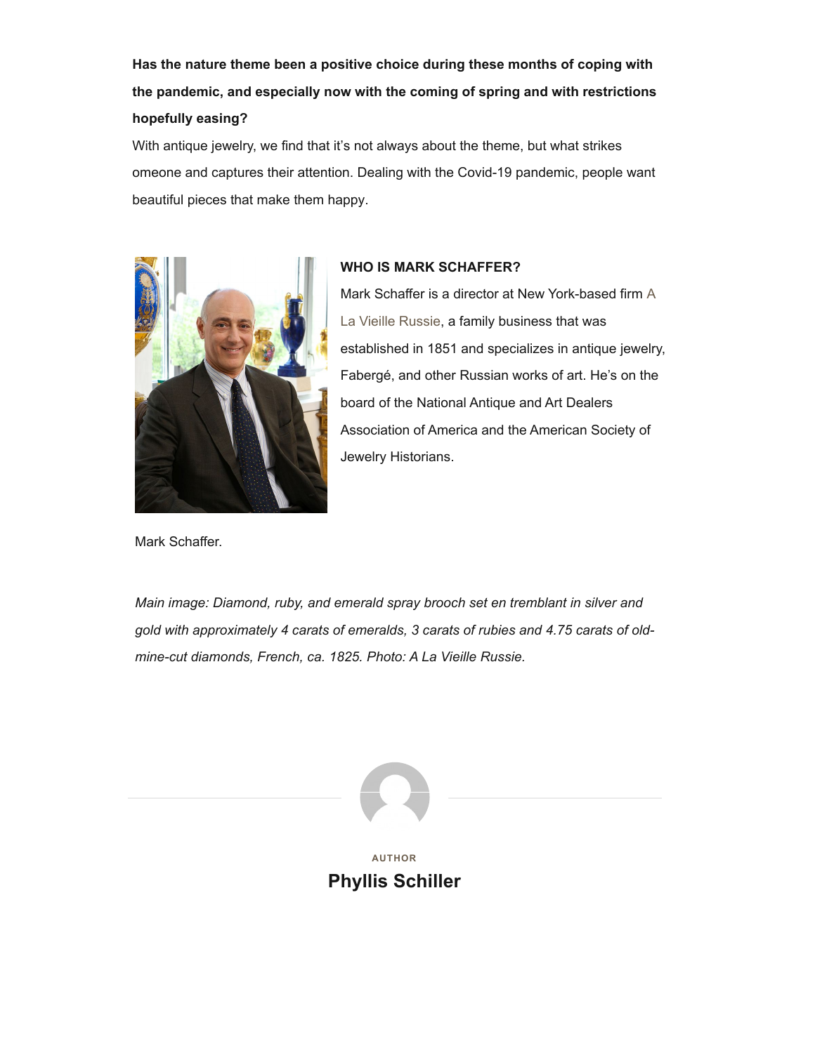**Has the nature theme been a positive choice during these months of coping with the pandemic, and especially now with the coming of spring and with restrictions hopefully easing?**

With antique jewelry, we find that it's not always about the theme, but what strikes omeone and captures their attention. Dealing with the Covid-19 pandemic, people want beautiful pieces that make them happy.

**WHO IS MARK SCHAFFER?**

Mark Schaffer is a director at New York-based firm A La Vieille Russie, a family business that was established in 1851 and specializes in antique jewelry, Fabergé, and other Russian works of art. He's on the board of the National Antique and Art Dealers Association of America and the American Society of Jewelry Historians.

Mark Schaffer.

*Main image: Diamond, ruby, and emerald spray brooch set en tremblant in silver and gold with approximately 4 carats of emeralds, 3 carats of rubies and 4.75 carats of old-mine-cut diamonds, French, ca. 1825. Photo: A La Vieille Russie.*

AUTHOR

**Phyllis Schiller**